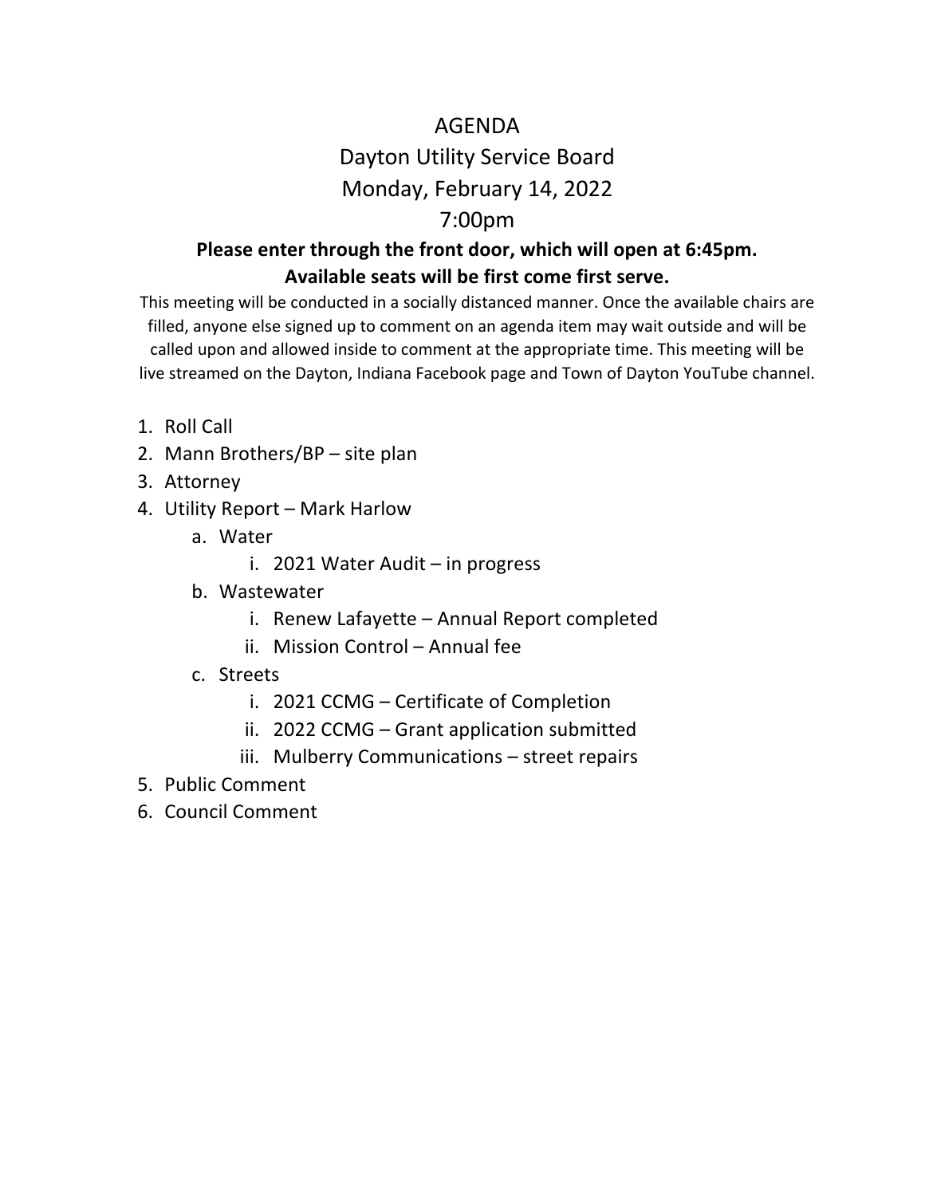# AGENDA

## Dayton Utility Service Board

## Monday, February 14, 2022

## 7:00pm

**Please enter through the front door, which will open at 6:45pm.**
**Available seats will be first come first serve.**

This meeting will be conducted in a socially distanced manner. Once the available chairs are filled, anyone else signed up to comment on an agenda item may wait outside and will be called upon and allowed inside to comment at the appropriate time. This meeting will be live streamed on the Dayton, Indiana Facebook page and Town of Dayton YouTube channel.

1. Roll Call
2. Mann Brothers/BP – site plan
3. Attorney
4. Utility Report – Mark Harlow
   a. Water
      i. 2021 Water Audit – in progress
   b. Wastewater
      i. Renew Lafayette – Annual Report completed
      ii. Mission Control – Annual fee
   c. Streets
      i. 2021 CCMG – Certificate of Completion
      ii. 2022 CCMG – Grant application submitted
      iii. Mulberry Communications – street repairs
5. Public Comment
6. Council Comment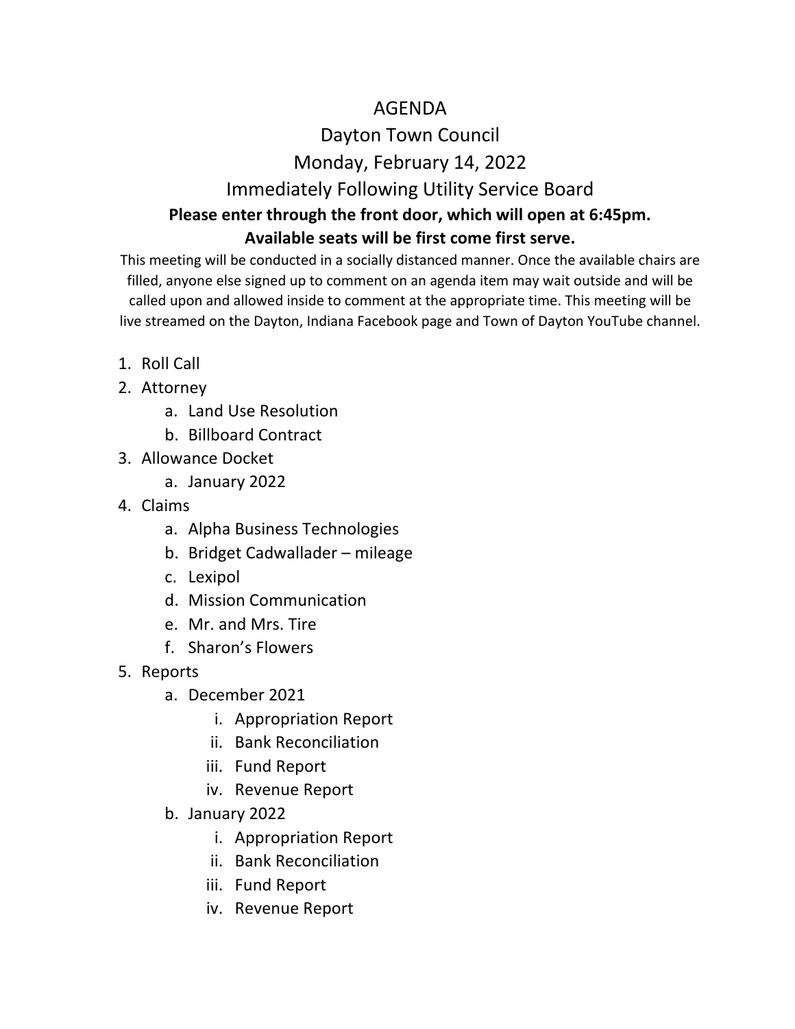# AGENDA

## Dayton Town Council

## Monday, February 14, 2022

## Immediately Following Utility Service Board

**Please enter through the front door, which will open at 6:45pm.**
**Available seats will be first come first serve.**

This meeting will be conducted in a socially distanced manner. Once the available chairs are filled, anyone else signed up to comment on an agenda item may wait outside and will be called upon and allowed inside to comment at the appropriate time. This meeting will be live streamed on the Dayton, Indiana Facebook page and Town of Dayton YouTube channel.

1. Roll Call
2. Attorney
    a. Land Use Resolution
    b. Billboard Contract
3. Allowance Docket
    a. January 2022
4. Claims
    a. Alpha Business Technologies
    b. Bridget Cadwallader – mileage
    c. Lexipol
    d. Mission Communication
    e. Mr. and Mrs. Tire
    f. Sharon's Flowers
5. Reports
    a. December 2021
        i. Appropriation Report
        ii. Bank Reconciliation
        iii. Fund Report
        iv. Revenue Report
    b. January 2022
        i. Appropriation Report
        ii. Bank Reconciliation
        iii. Fund Report
        iv. Revenue Report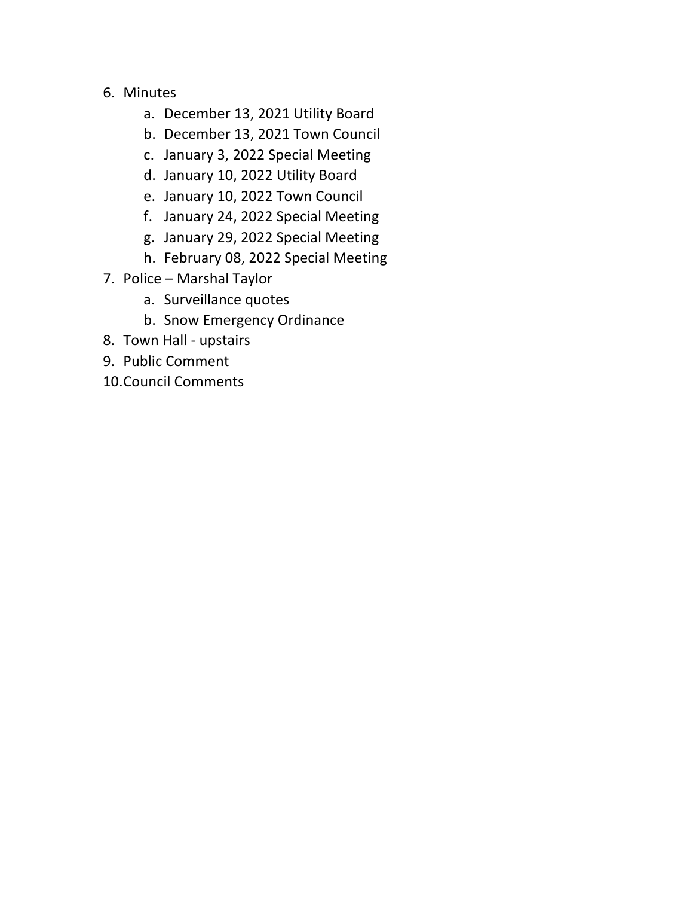6. Minutes
    a. December 13, 2021 Utility Board
    b. December 13, 2021 Town Council
    c. January 3, 2022 Special Meeting
    d. January 10, 2022 Utility Board
    e. January 10, 2022 Town Council
    f. January 24, 2022 Special Meeting
    g. January 29, 2022 Special Meeting
    h. February 08, 2022 Special Meeting
7. Police – Marshal Taylor
    a. Surveillance quotes
    b. Snow Emergency Ordinance
8. Town Hall - upstairs
9. Public Comment
10. Council Comments